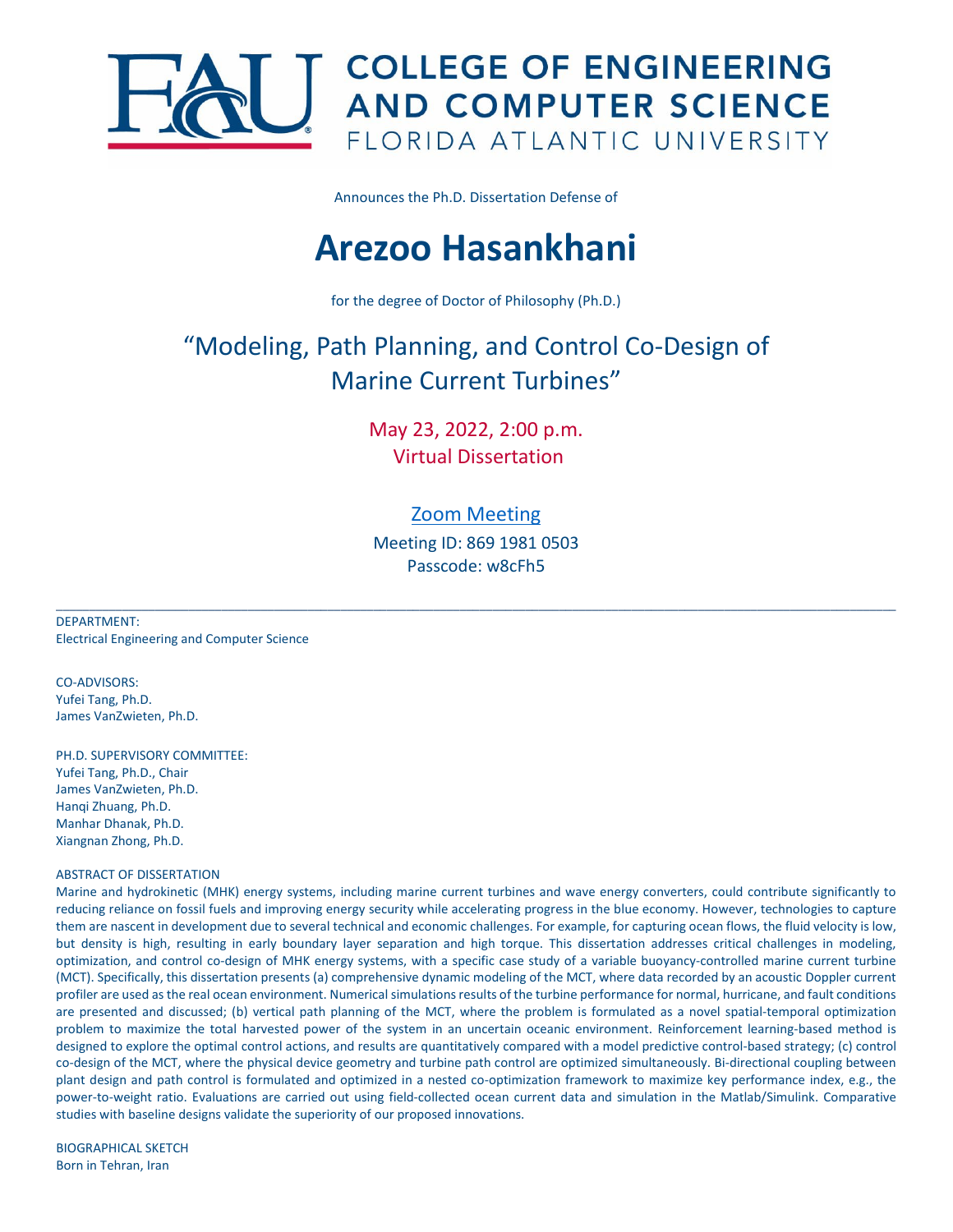# COLLEGE OF ENGINEERING AND COMPUTER SCIENCE

FLORIDA ATLANTIC UNIVERSITY

Announces the Ph.D. Dissertation Defense of

# Arezoo Hasankhani

for the degree of Doctor of Philosophy (Ph.D.)

## "Modeling, Path Planning, and Control Co-Design of Marine Current Turbines"

May 23, 2022, 2:00 p.m.
Virtual Dissertation

Zoom Meeting
Meeting ID: 869 1981 0503
Passcode: w8cFh5

---

DEPARTMENT:
Electrical Engineering and Computer Science

CO-ADVISORS:
Yufei Tang, Ph.D.
James VanZwieten, Ph.D.

PH.D. SUPERVISORY COMMITTEE:
Yufei Tang, Ph.D., Chair
James VanZwieten, Ph.D.
Hanqi Zhuang, Ph.D.
Manhar Dhanak, Ph.D.
Xiangnan Zhong, Ph.D.

ABSTRACT OF DISSERTATION
Marine and hydrokinetic (MHK) energy systems, including marine current turbines and wave energy converters, could contribute significantly to reducing reliance on fossil fuels and improving energy security while accelerating progress in the blue economy. However, technologies to capture them are nascent in development due to several technical and economic challenges. For example, for capturing ocean flows, the fluid velocity is low, but density is high, resulting in early boundary layer separation and high torque. This dissertation addresses critical challenges in modeling, optimization, and control co-design of MHK energy systems, with a specific case study of a variable buoyancy-controlled marine current turbine (MCT). Specifically, this dissertation presents (a) comprehensive dynamic modeling of the MCT, where data recorded by an acoustic Doppler current profiler are used as the real ocean environment. Numerical simulations results of the turbine performance for normal, hurricane, and fault conditions are presented and discussed; (b) vertical path planning of the MCT, where the problem is formulated as a novel spatial-temporal optimization problem to maximize the total harvested power of the system in an uncertain oceanic environment. Reinforcement learning-based method is designed to explore the optimal control actions, and results are quantitatively compared with a model predictive control-based strategy; (c) control co-design of the MCT, where the physical device geometry and turbine path control are optimized simultaneously. Bi-directional coupling between plant design and path control is formulated and optimized in a nested co-optimization framework to maximize key performance index, e.g., the power-to-weight ratio. Evaluations are carried out using field-collected ocean current data and simulation in the Matlab/Simulink. Comparative studies with baseline designs validate the superiority of our proposed innovations.

BIOGRAPHICAL SKETCH
Born in Tehran, Iran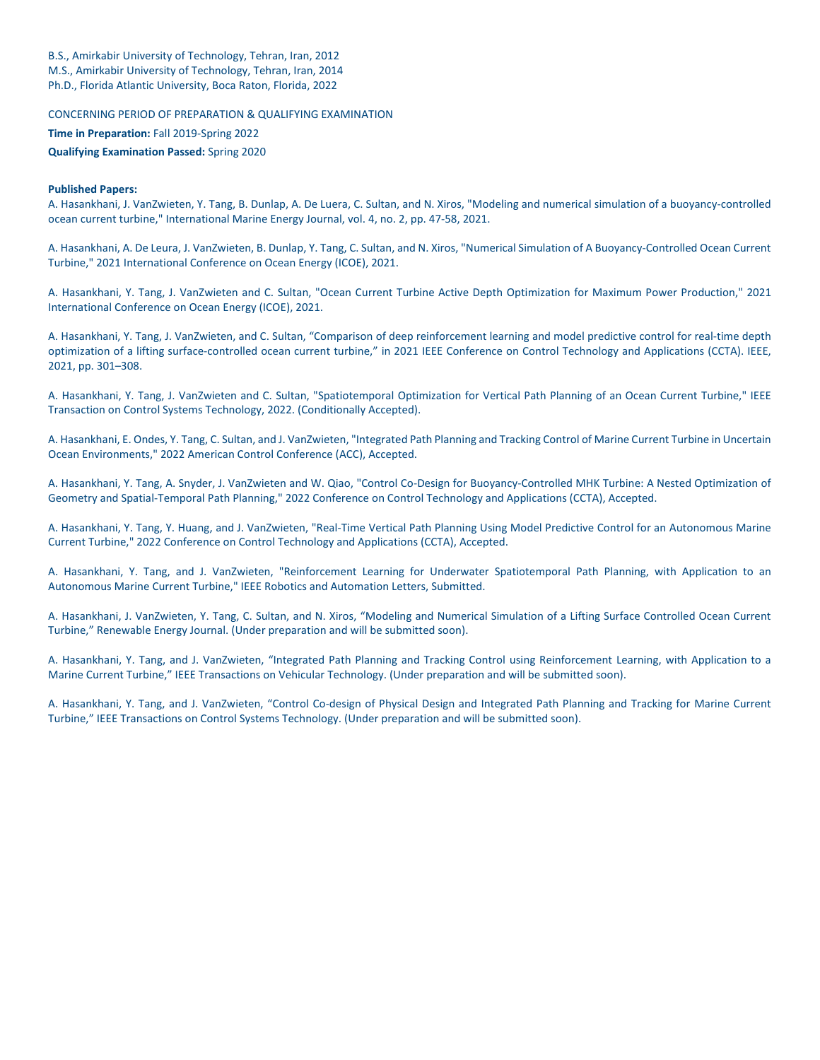B.S., Amirkabir University of Technology, Tehran, Iran, 2012
M.S., Amirkabir University of Technology, Tehran, Iran, 2014
Ph.D., Florida Atlantic University, Boca Raton, Florida, 2022

CONCERNING PERIOD OF PREPARATION & QUALIFYING EXAMINATION

**Time in Preparation:** Fall 2019-Spring 2022

**Qualifying Examination Passed:** Spring 2020

**Published Papers:**

A. Hasankhani, J. VanZwieten, Y. Tang, B. Dunlap, A. De Luera, C. Sultan, and N. Xiros, "Modeling and numerical simulation of a buoyancy-controlled ocean current turbine," International Marine Energy Journal, vol. 4, no. 2, pp. 47-58, 2021.

A. Hasankhani, A. De Leura, J. VanZwieten, B. Dunlap, Y. Tang, C. Sultan, and N. Xiros, "Numerical Simulation of A Buoyancy-Controlled Ocean Current Turbine," 2021 International Conference on Ocean Energy (ICOE), 2021.

A. Hasankhani, Y. Tang, J. VanZwieten and C. Sultan, "Ocean Current Turbine Active Depth Optimization for Maximum Power Production," 2021 International Conference on Ocean Energy (ICOE), 2021.

A. Hasankhani, Y. Tang, J. VanZwieten, and C. Sultan, "Comparison of deep reinforcement learning and model predictive control for real-time depth optimization of a lifting surface-controlled ocean current turbine," in 2021 IEEE Conference on Control Technology and Applications (CCTA). IEEE, 2021, pp. 301–308.

A. Hasankhani, Y. Tang, J. VanZwieten and C. Sultan, "Spatiotemporal Optimization for Vertical Path Planning of an Ocean Current Turbine," IEEE Transaction on Control Systems Technology, 2022. (Conditionally Accepted).

A. Hasankhani, E. Ondes, Y. Tang, C. Sultan, and J. VanZwieten, "Integrated Path Planning and Tracking Control of Marine Current Turbine in Uncertain Ocean Environments," 2022 American Control Conference (ACC), Accepted.

A. Hasankhani, Y. Tang, A. Snyder, J. VanZwieten and W. Qiao, "Control Co-Design for Buoyancy-Controlled MHK Turbine: A Nested Optimization of Geometry and Spatial-Temporal Path Planning," 2022 Conference on Control Technology and Applications (CCTA), Accepted.

A. Hasankhani, Y. Tang, Y. Huang, and J. VanZwieten, "Real-Time Vertical Path Planning Using Model Predictive Control for an Autonomous Marine Current Turbine," 2022 Conference on Control Technology and Applications (CCTA), Accepted.

A. Hasankhani, Y. Tang, and J. VanZwieten, "Reinforcement Learning for Underwater Spatiotemporal Path Planning, with Application to an Autonomous Marine Current Turbine," IEEE Robotics and Automation Letters, Submitted.

A. Hasankhani, J. VanZwieten, Y. Tang, C. Sultan, and N. Xiros, "Modeling and Numerical Simulation of a Lifting Surface Controlled Ocean Current Turbine," Renewable Energy Journal. (Under preparation and will be submitted soon).

A. Hasankhani, Y. Tang, and J. VanZwieten, "Integrated Path Planning and Tracking Control using Reinforcement Learning, with Application to a Marine Current Turbine," IEEE Transactions on Vehicular Technology. (Under preparation and will be submitted soon).

A. Hasankhani, Y. Tang, and J. VanZwieten, "Control Co-design of Physical Design and Integrated Path Planning and Tracking for Marine Current Turbine," IEEE Transactions on Control Systems Technology. (Under preparation and will be submitted soon).